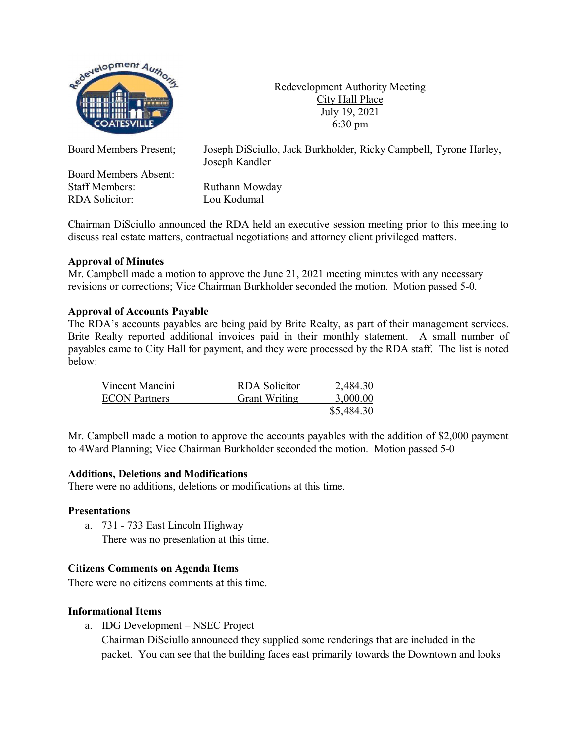Redevelopment Authority Meeting
City Hall Place
July 19, 2021
6:30 pm

| | |
|---|---|
| Board Members Present; | Joseph DiSciullo, Jack Burkholder, Ricky Campbell, Tyrone Harley, Joseph Kandler |
| Board Members Absent: | |
| Staff Members: | Ruthann Mowday |
| RDA Solicitor: | Lou Kodumal |

Chairman DiSciullo announced the RDA held an executive session meeting prior to this meeting to discuss real estate matters, contractual negotiations and attorney client privileged matters.

**Approval of Minutes**
Mr. Campbell made a motion to approve the June 21, 2021 meeting minutes with any necessary revisions or corrections; Vice Chairman Burkholder seconded the motion. Motion passed 5-0.

**Approval of Accounts Payable**
The RDA's accounts payables are being paid by Brite Realty, as part of their management services. Brite Realty reported additional invoices paid in their monthly statement. A small number of payables came to City Hall for payment, and they were processed by the RDA staff. The list is noted below:

| | | |
|---|---|---|
| Vincent Mancini | RDA Solicitor | 2,484.30 |
| ECON Partners | Grant Writing | 3,000.00 |
| | | $5,484.30 |

Mr. Campbell made a motion to approve the accounts payables with the addition of $2,000 payment to 4Ward Planning; Vice Chairman Burkholder seconded the motion. Motion passed 5-0

**Additions, Deletions and Modifications**
There were no additions, deletions or modifications at this time.

**Presentations**

a. 731 - 733 East Lincoln Highway
There was no presentation at this time.

**Citizens Comments on Agenda Items**
There were no citizens comments at this time.

**Informational Items**

a. IDG Development – NSEC Project
Chairman DiSciullo announced they supplied some renderings that are included in the packet. You can see that the building faces east primarily towards the Downtown and looks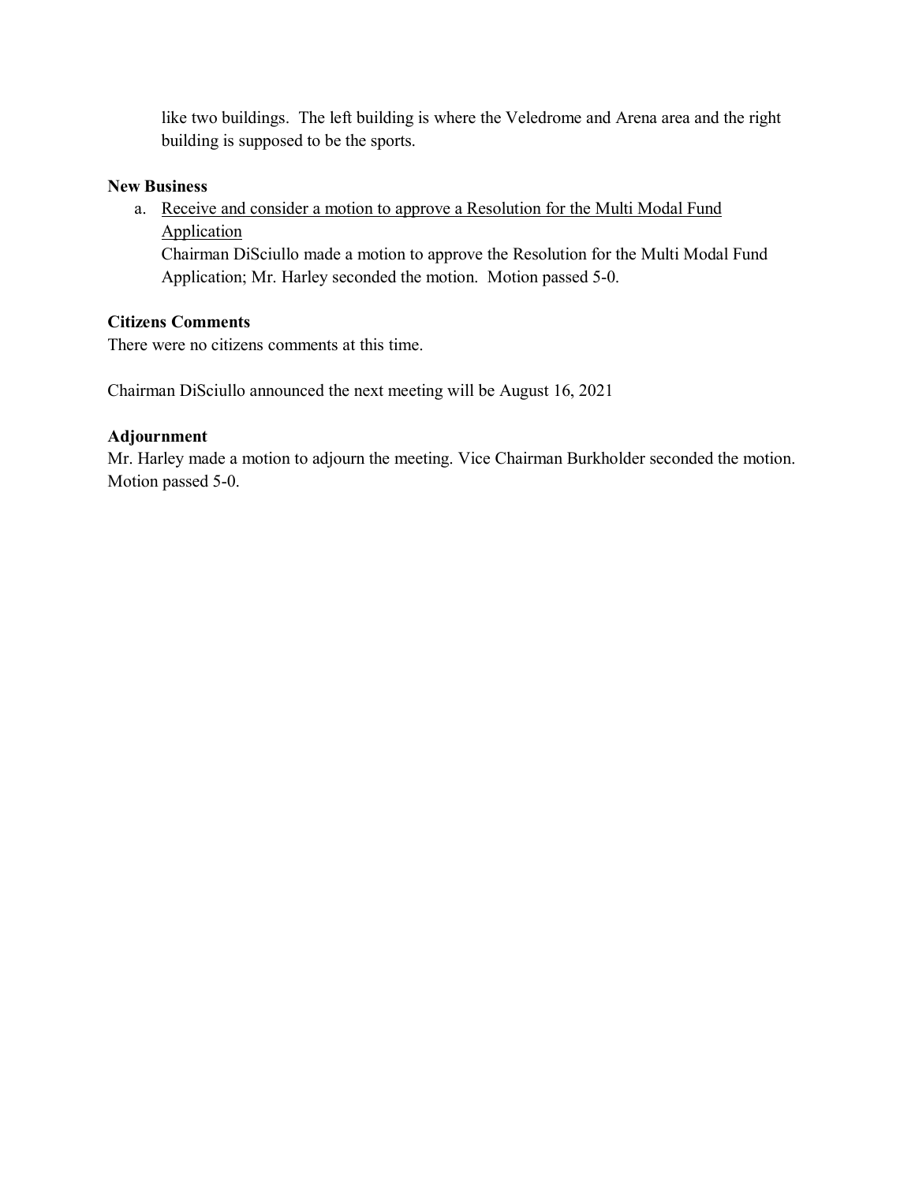like two buildings. The left building is where the Veledrome and Arena area and the right building is supposed to be the sports.

**New Business**

a. Receive and consider a motion to approve a Resolution for the Multi Modal Fund Application

   Chairman DiSciullo made a motion to approve the Resolution for the Multi Modal Fund Application; Mr. Harley seconded the motion. Motion passed 5-0.

**Citizens Comments**

There were no citizens comments at this time.

Chairman DiSciullo announced the next meeting will be August 16, 2021

**Adjournment**

Mr. Harley made a motion to adjourn the meeting. Vice Chairman Burkholder seconded the motion. Motion passed 5-0.